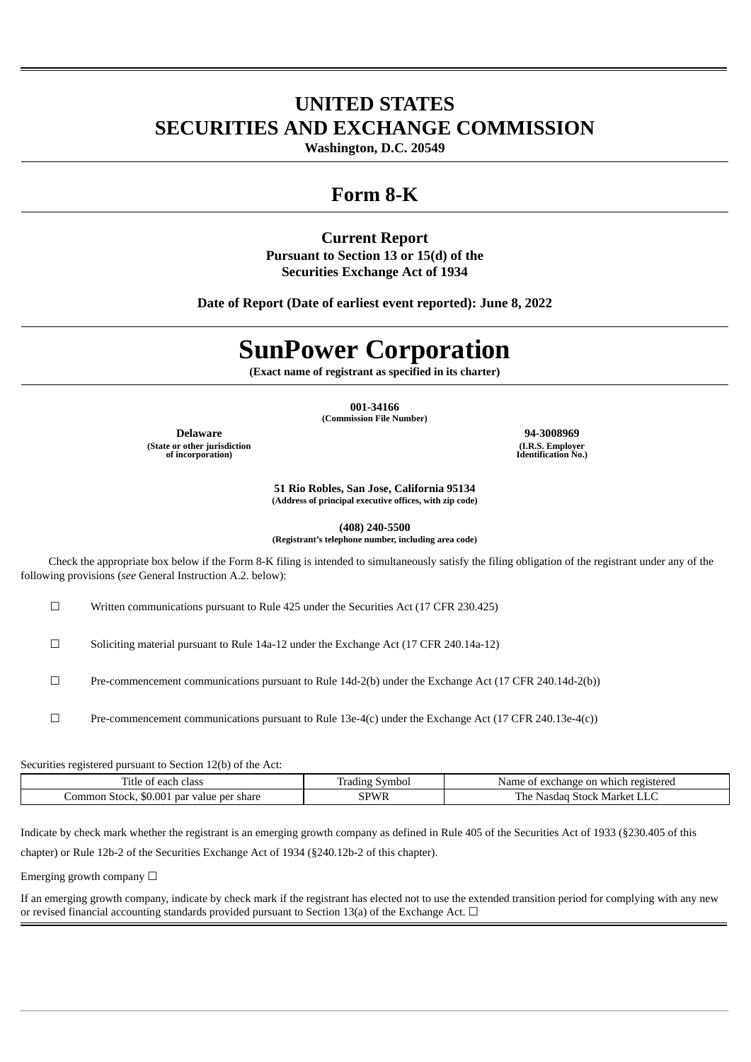# UNITED STATES
# SECURITIES AND EXCHANGE COMMISSION

**Washington, D.C. 20549**

## Form 8-K

**Current Report**
**Pursuant to Section 13 or 15(d) of the**
**Securities Exchange Act of 1934**

**Date of Report (Date of earliest event reported): June 8, 2022**

# SunPower Corporation

**(Exact name of registrant as specified in its charter)**

**001-34166**
**(Commission File Number)**

| **Delaware** | **94-3008969** |
|---|---|
| **(State or other jurisdiction of incorporation)** | **(I.R.S. Employer Identification No.)** |

**51 Rio Robles, San Jose, California 95134**
**(Address of principal executive offices, with zip code)**

**(408) 240-5500**
**(Registrant's telephone number, including area code)**

Check the appropriate box below if the Form 8-K filing is intended to simultaneously satisfy the filing obligation of the registrant under any of the following provisions (*see* General Instruction A.2. below):

☐ Written communications pursuant to Rule 425 under the Securities Act (17 CFR 230.425)

☐ Soliciting material pursuant to Rule 14a-12 under the Exchange Act (17 CFR 240.14a-12)

☐ Pre-commencement communications pursuant to Rule 14d-2(b) under the Exchange Act (17 CFR 240.14d-2(b))

☐ Pre-commencement communications pursuant to Rule 13e-4(c) under the Exchange Act (17 CFR 240.13e-4(c))

Securities registered pursuant to Section 12(b) of the Act:

| Title of each class | Trading Symbol | Name of exchange on which registered |
|---|---|---|
| Common Stock, $0.001 par value per share | SPWR | The Nasdaq Stock Market LLC |

Indicate by check mark whether the registrant is an emerging growth company as defined in Rule 405 of the Securities Act of 1933 (§230.405 of this chapter) or Rule 12b-2 of the Securities Exchange Act of 1934 (§240.12b-2 of this chapter).

Emerging growth company ☐

If an emerging growth company, indicate by check mark if the registrant has elected not to use the extended transition period for complying with any new or revised financial accounting standards provided pursuant to Section 13(a) of the Exchange Act. ☐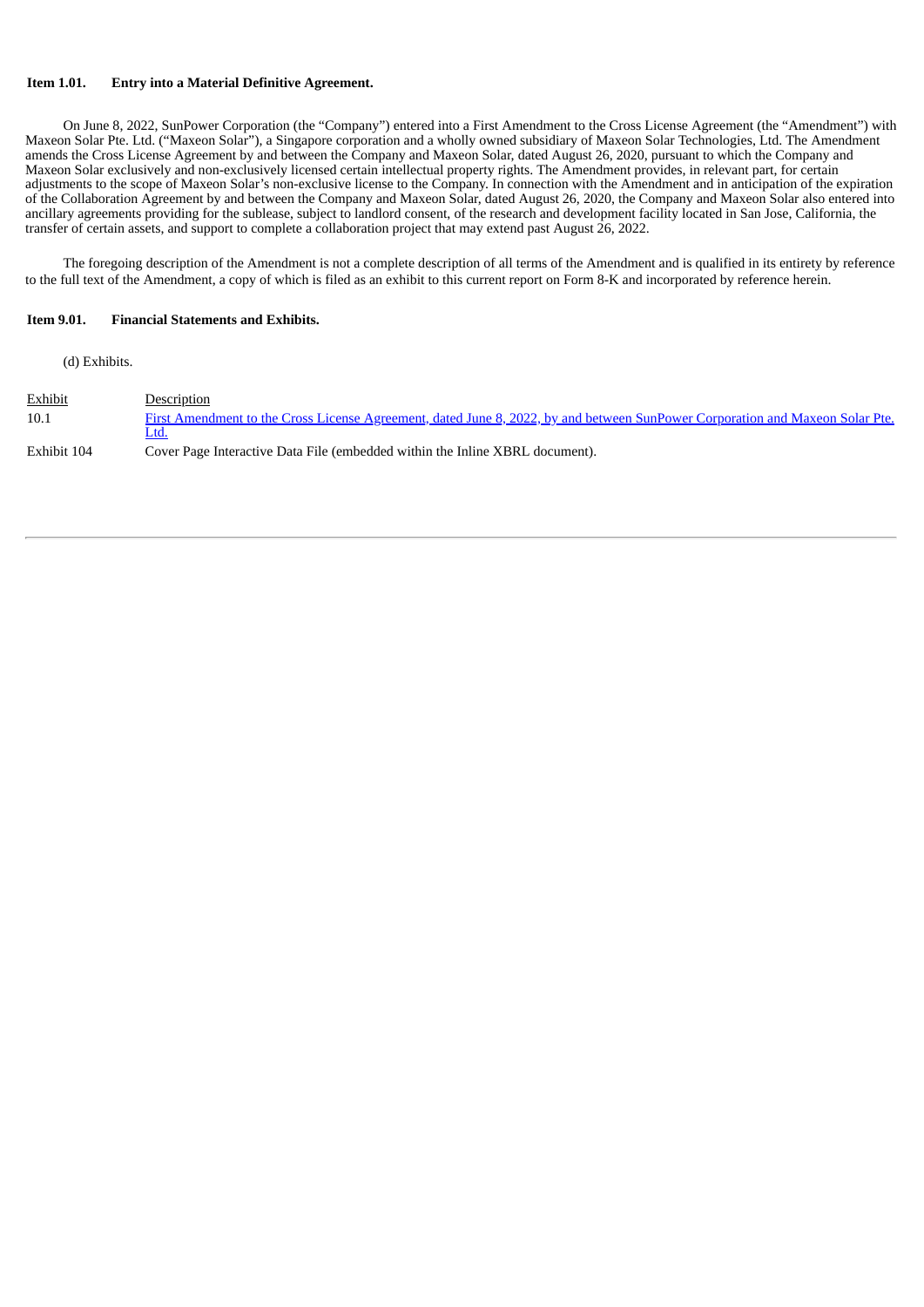**Item 1.01. Entry into a Material Definitive Agreement.**

On June 8, 2022, SunPower Corporation (the "Company") entered into a First Amendment to the Cross License Agreement (the "Amendment") with Maxeon Solar Pte. Ltd. ("Maxeon Solar"), a Singapore corporation and a wholly owned subsidiary of Maxeon Solar Technologies, Ltd. The Amendment amends the Cross License Agreement by and between the Company and Maxeon Solar, dated August 26, 2020, pursuant to which the Company and Maxeon Solar exclusively and non-exclusively licensed certain intellectual property rights. The Amendment provides, in relevant part, for certain adjustments to the scope of Maxeon Solar's non-exclusive license to the Company. In connection with the Amendment and in anticipation of the expiration of the Collaboration Agreement by and between the Company and Maxeon Solar, dated August 26, 2020, the Company and Maxeon Solar also entered into ancillary agreements providing for the sublease, subject to landlord consent, of the research and development facility located in San Jose, California, the transfer of certain assets, and support to complete a collaboration project that may extend past August 26, 2022.

The foregoing description of the Amendment is not a complete description of all terms of the Amendment and is qualified in its entirety by reference to the full text of the Amendment, a copy of which is filed as an exhibit to this current report on Form 8-K and incorporated by reference herein.

**Item 9.01. Financial Statements and Exhibits.**

(d) Exhibits.

| Exhibit | Description |
|---|---|
| 10.1 | First Amendment to the Cross License Agreement, dated June 8, 2022, by and between SunPower Corporation and Maxeon Solar Pte. Ltd. |
| Exhibit 104 | Cover Page Interactive Data File (embedded within the Inline XBRL document). |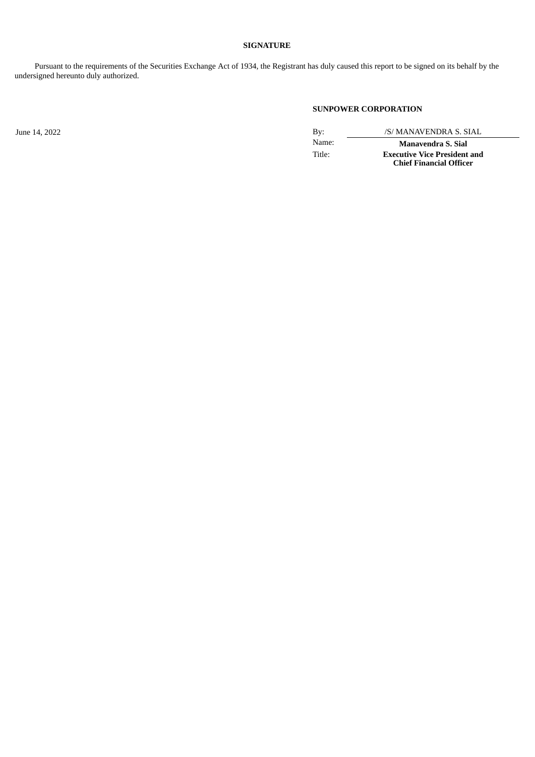**SIGNATURE**

Pursuant to the requirements of the Securities Exchange Act of 1934, the Registrant has duly caused this report to be signed on its behalf by the undersigned hereunto duly authorized.

**SUNPOWER CORPORATION**

| | | |
|---|---|---|
| June 14, 2022 | By: | /S/ MANAVENDRA S. SIAL |
| | Name: | **Manavendra S. Sial** |
| | Title: | **Executive Vice President and Chief Financial Officer** |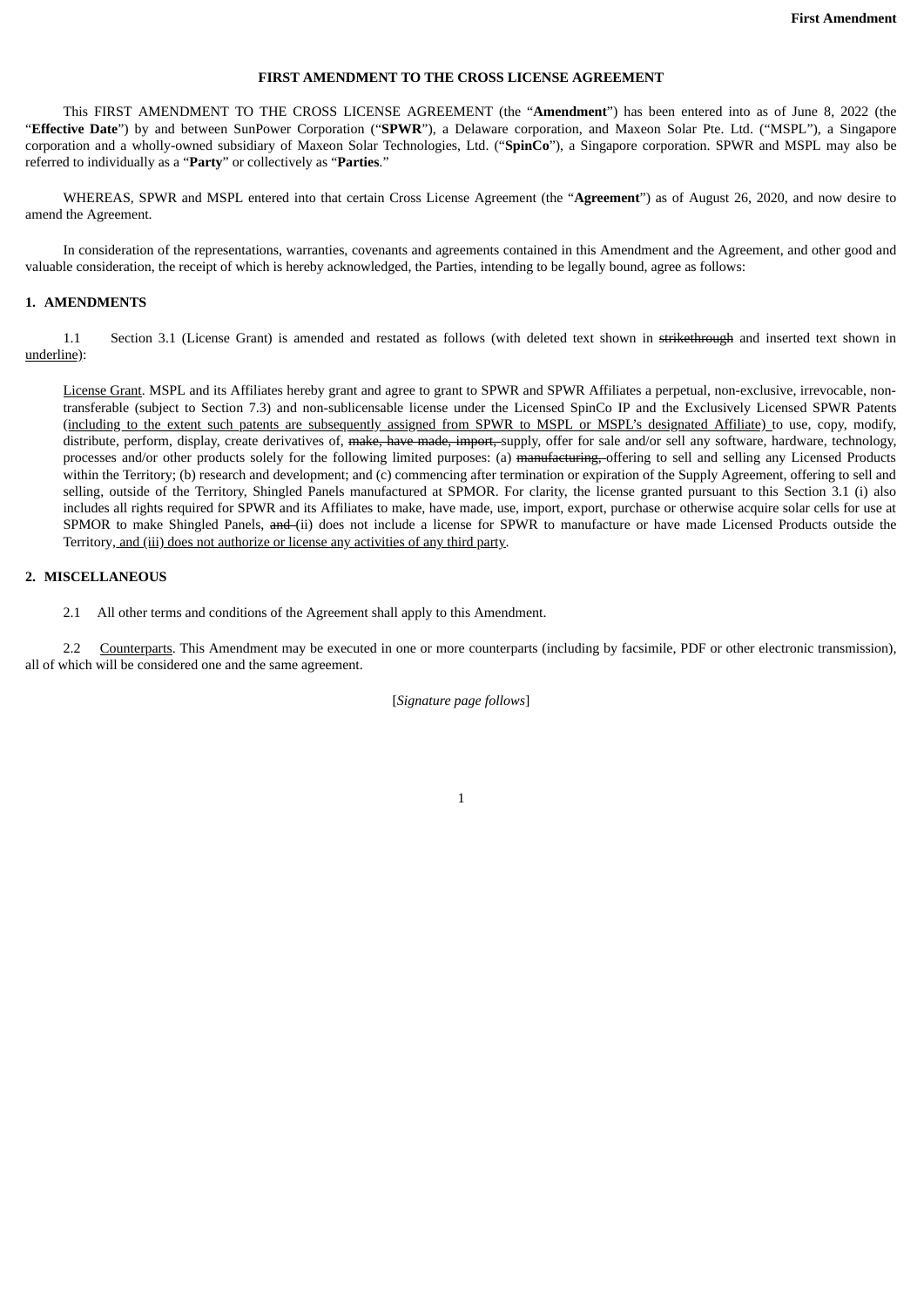**FIRST AMENDMENT TO THE CROSS LICENSE AGREEMENT**

This FIRST AMENDMENT TO THE CROSS LICENSE AGREEMENT (the "**Amendment**") has been entered into as of June 8, 2022 (the "**Effective Date**") by and between SunPower Corporation ("**SPWR**"), a Delaware corporation, and Maxeon Solar Pte. Ltd. ("MSPL"), a Singapore corporation and a wholly-owned subsidiary of Maxeon Solar Technologies, Ltd. ("**SpinCo**"), a Singapore corporation. SPWR and MSPL may also be referred to individually as a "**Party**" or collectively as "**Parties**."

WHEREAS, SPWR and MSPL entered into that certain Cross License Agreement (the "**Agreement**") as of August 26, 2020, and now desire to amend the Agreement.

In consideration of the representations, warranties, covenants and agreements contained in this Amendment and the Agreement, and other good and valuable consideration, the receipt of which is hereby acknowledged, the Parties, intending to be legally bound, agree as follows:

**1. AMENDMENTS**

1.1 Section 3.1 (License Grant) is amended and restated as follows (with deleted text shown in ~~strikethrough~~ and inserted text shown in <u>underline</u>):

<u>License Grant</u>. MSPL and its Affiliates hereby grant and agree to grant to SPWR and SPWR Affiliates a perpetual, non-exclusive, irrevocable, non-transferable (subject to Section 7.3) and non-sublicensable license under the Licensed SpinCo IP and the Exclusively Licensed SPWR Patents (<u>including to the extent such patents are subsequently assigned from SPWR to MSPL or MSPL's designated Affiliate)</u> to use, copy, modify, distribute, perform, display, create derivatives of, ~~make, have made, import,~~ supply, offer for sale and/or sell any software, hardware, technology, processes and/or other products solely for the following limited purposes: (a) ~~manufacturing,~~ offering to sell and selling any Licensed Products within the Territory; (b) research and development; and (c) commencing after termination or expiration of the Supply Agreement, offering to sell and selling, outside of the Territory, Shingled Panels manufactured at SPMOR. For clarity, the license granted pursuant to this Section 3.1 (i) also includes all rights required for SPWR and its Affiliates to make, have made, use, import, export, purchase or otherwise acquire solar cells for use at SPMOR to make Shingled Panels, ~~and~~ (ii) does not include a license for SPWR to manufacture or have made Licensed Products outside the Territory<u>, and (iii) does not authorize or license any activities of any third party</u>.

**2. MISCELLANEOUS**

2.1 All other terms and conditions of the Agreement shall apply to this Amendment.

2.2 <u>Counterparts</u>. This Amendment may be executed in one or more counterparts (including by facsimile, PDF or other electronic transmission), all of which will be considered one and the same agreement.

[*Signature page follows*]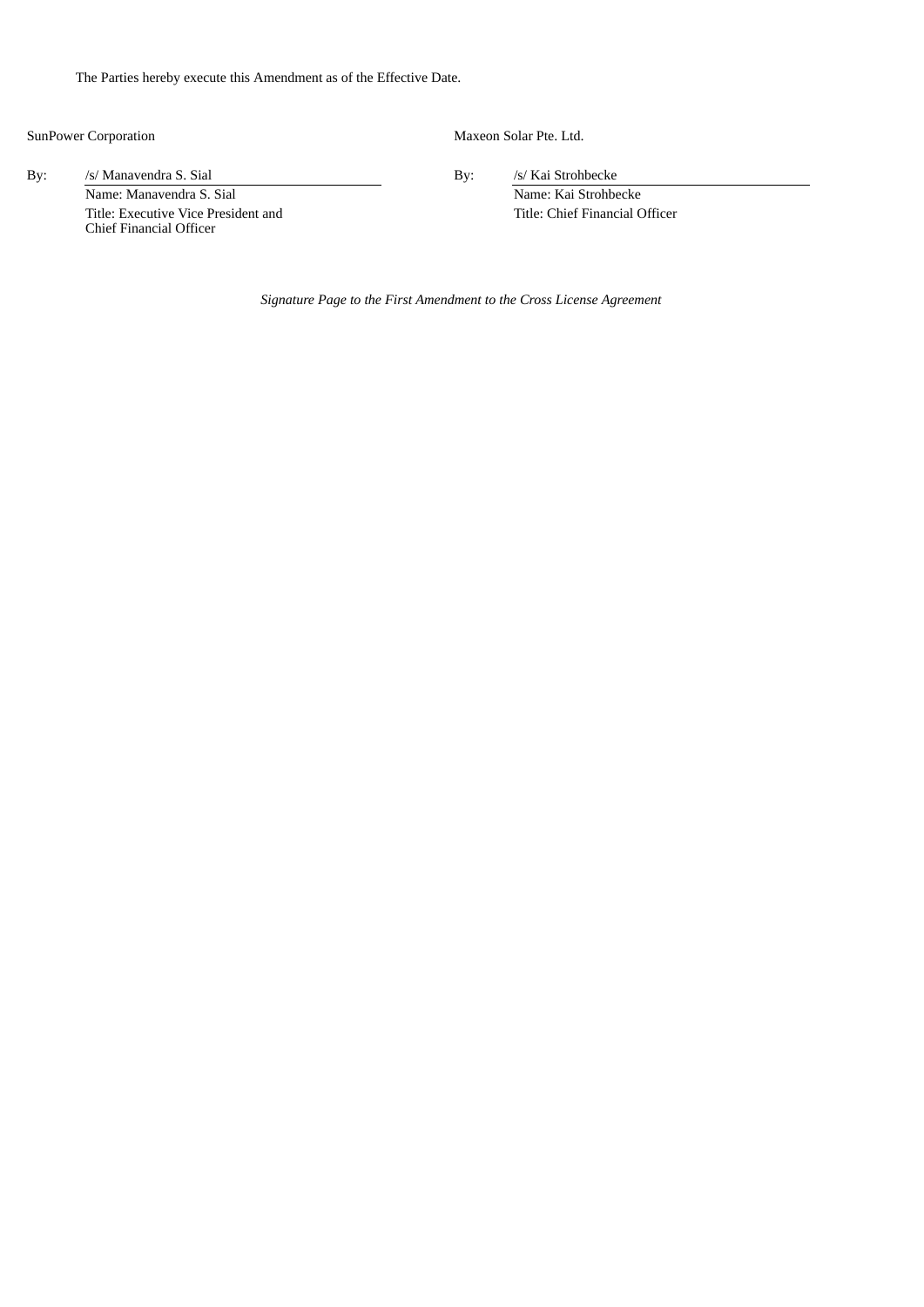The Parties hereby execute this Amendment as of the Effective Date.

| | |
|---|---|
| SunPower Corporation | Maxeon Solar Pte. Ltd. |
| By: /s/ Manavendra S. Sial | By: /s/ Kai Strohbecke |
| Name: Manavendra S. Sial | Name: Kai Strohbecke |
| Title: Executive Vice President and Chief Financial Officer | Title: Chief Financial Officer |

*Signature Page to the First Amendment to the Cross License Agreement*